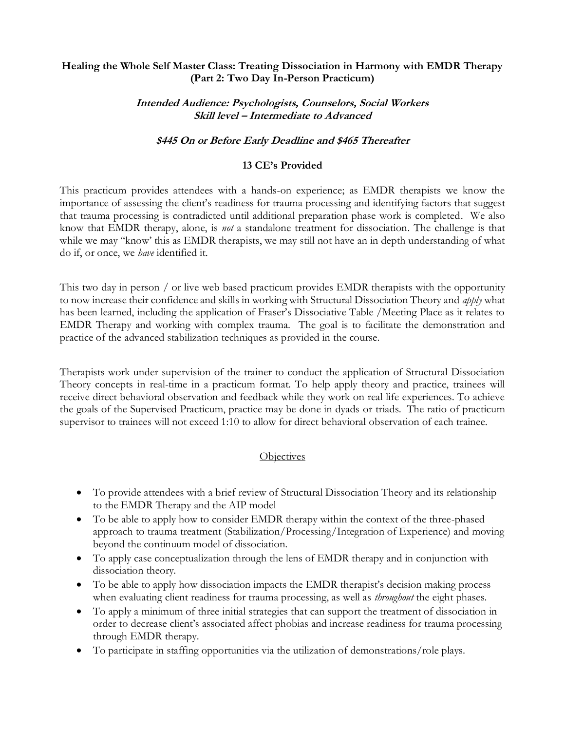# Healing the Whole Self Master Class: Treating Dissociation in Harmony with EMDR Therapy (Part 2: Two Day In-Person Practicum)

***Intended Audience: Psychologists, Counselors, Social Workers***
***Skill level – Intermediate to Advanced***

***$445 On or Before Early Deadline and $465 Thereafter***

**13 CE's Provided**

This practicum provides attendees with a hands-on experience; as EMDR therapists we know the importance of assessing the client's readiness for trauma processing and identifying factors that suggest that trauma processing is contradicted until additional preparation phase work is completed. We also know that EMDR therapy, alone, is *not* a standalone treatment for dissociation. The challenge is that while we may "know' this as EMDR therapists, we may still not have an in depth understanding of what do if, or once, we *have* identified it.

This two day in person / or live web based practicum provides EMDR therapists with the opportunity to now increase their confidence and skills in working with Structural Dissociation Theory and *apply* what has been learned, including the application of Fraser's Dissociative Table /Meeting Place as it relates to EMDR Therapy and working with complex trauma. The goal is to facilitate the demonstration and practice of the advanced stabilization techniques as provided in the course.

Therapists work under supervision of the trainer to conduct the application of Structural Dissociation Theory concepts in real-time in a practicum format. To help apply theory and practice, trainees will receive direct behavioral observation and feedback while they work on real life experiences. To achieve the goals of the Supervised Practicum, practice may be done in dyads or triads. The ratio of practicum supervisor to trainees will not exceed 1:10 to allow for direct behavioral observation of each trainee.

## Objectives

- To provide attendees with a brief review of Structural Dissociation Theory and its relationship to the EMDR Therapy and the AIP model
- To be able to apply how to consider EMDR therapy within the context of the three-phased approach to trauma treatment (Stabilization/Processing/Integration of Experience) and moving beyond the continuum model of dissociation.
- To apply case conceptualization through the lens of EMDR therapy and in conjunction with dissociation theory.
- To be able to apply how dissociation impacts the EMDR therapist's decision making process when evaluating client readiness for trauma processing, as well as *throughout* the eight phases.
- To apply a minimum of three initial strategies that can support the treatment of dissociation in order to decrease client's associated affect phobias and increase readiness for trauma processing through EMDR therapy.
- To participate in staffing opportunities via the utilization of demonstrations/role plays.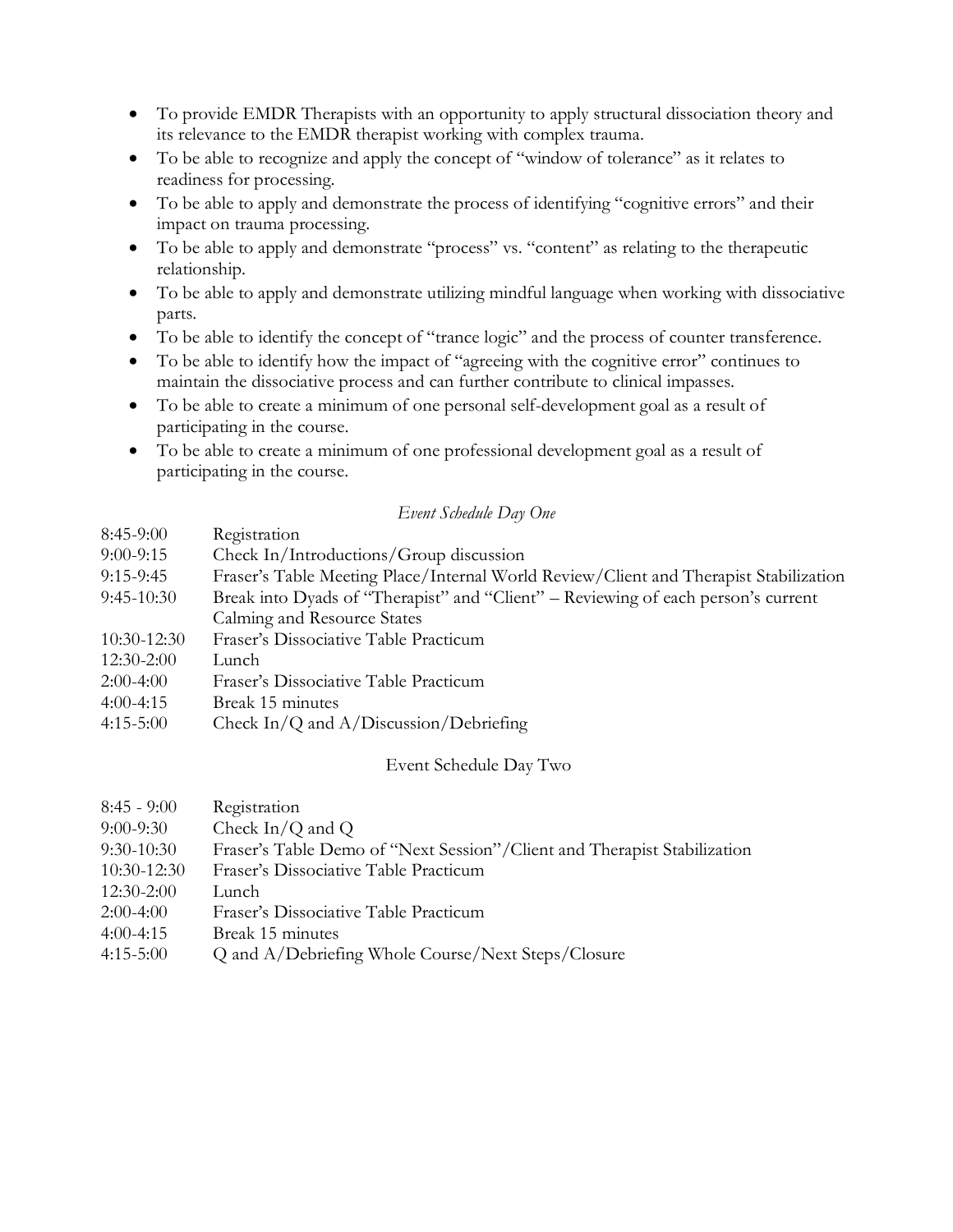- To provide EMDR Therapists with an opportunity to apply structural dissociation theory and its relevance to the EMDR therapist working with complex trauma.
- To be able to recognize and apply the concept of "window of tolerance" as it relates to readiness for processing.
- To be able to apply and demonstrate the process of identifying "cognitive errors" and their impact on trauma processing.
- To be able to apply and demonstrate "process" vs. "content" as relating to the therapeutic relationship.
- To be able to apply and demonstrate utilizing mindful language when working with dissociative parts.
- To be able to identify the concept of "trance logic" and the process of counter transference.
- To be able to identify how the impact of "agreeing with the cognitive error" continues to maintain the dissociative process and can further contribute to clinical impasses.
- To be able to create a minimum of one personal self-development goal as a result of participating in the course.
- To be able to create a minimum of one professional development goal as a result of participating in the course.

*Event Schedule Day One*

| | |
|---|---|
| 8:45-9:00 | Registration |
| 9:00-9:15 | Check In/Introductions/Group discussion |
| 9:15-9:45 | Fraser's Table Meeting Place/Internal World Review/Client and Therapist Stabilization |
| 9:45-10:30 | Break into Dyads of "Therapist" and "Client" – Reviewing of each person's current Calming and Resource States |
| 10:30-12:30 | Fraser's Dissociative Table Practicum |
| 12:30-2:00 | Lunch |
| 2:00-4:00 | Fraser's Dissociative Table Practicum |
| 4:00-4:15 | Break 15 minutes |
| 4:15-5:00 | Check In/Q and A/Discussion/Debriefing |

Event Schedule Day Two

| | |
|---|---|
| 8:45 - 9:00 | Registration |
| 9:00-9:30 | Check In/Q and Q |
| 9:30-10:30 | Fraser's Table Demo of "Next Session"/Client and Therapist Stabilization |
| 10:30-12:30 | Fraser's Dissociative Table Practicum |
| 12:30-2:00 | Lunch |
| 2:00-4:00 | Fraser's Dissociative Table Practicum |
| 4:00-4:15 | Break 15 minutes |
| 4:15-5:00 | Q and A/Debriefing Whole Course/Next Steps/Closure |